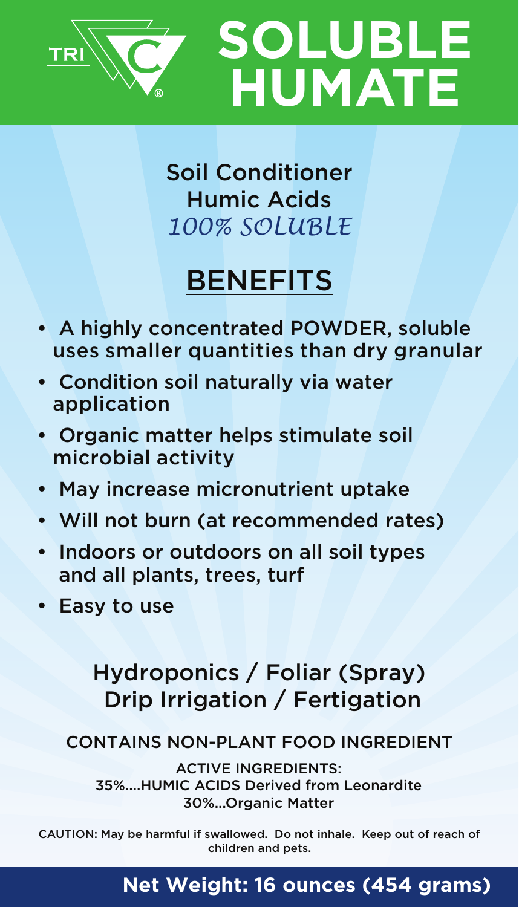TRI C®

# SOLUBLE HUMATE

Soil Conditioner
Humic Acids
*100% SOLUBLE*

## BENEFITS

- A highly concentrated POWDER, soluble uses smaller quantities than dry granular
- Condition soil naturally via water application
- Organic matter helps stimulate soil microbial activity
- May increase micronutrient uptake
- Will not burn (at recommended rates)
- Indoors or outdoors on all soil types and all plants, trees, turf
- Easy to use

### Hydroponics / Foliar (Spray) Drip Irrigation / Fertigation

CONTAINS NON-PLANT FOOD INGREDIENT

ACTIVE INGREDIENTS:
35%....HUMIC ACIDS Derived from Leonardite
30%...Organic Matter

CAUTION: May be harmful if swallowed. Do not inhale. Keep out of reach of children and pets.

**Net Weight: 16 ounces (454 grams)**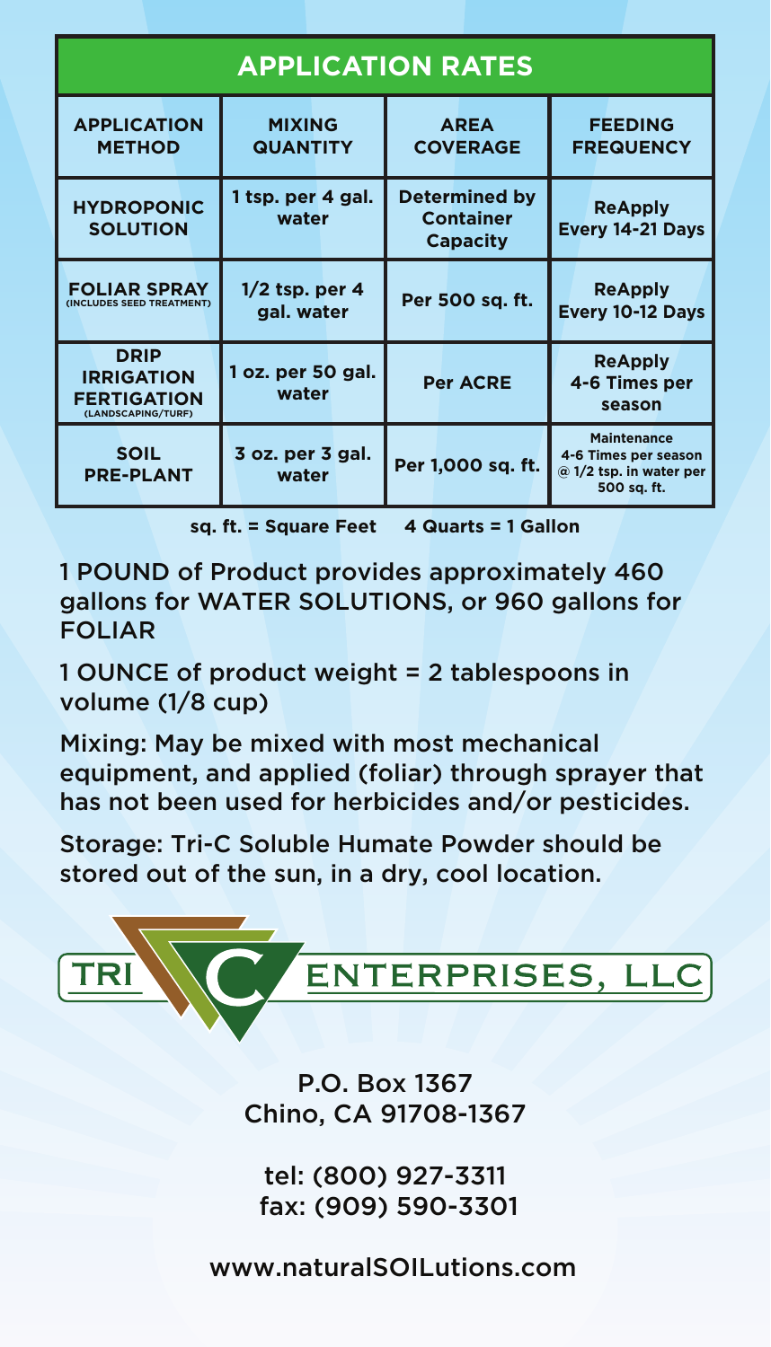## APPLICATION RATES

| APPLICATION METHOD | MIXING QUANTITY | AREA COVERAGE | FEEDING FREQUENCY |
|---|---|---|---|
| **HYDROPONIC SOLUTION** | 1 tsp. per 4 gal. water | Determined by Container Capacity | ReApply Every 14-21 Days |
| **FOLIAR SPRAY** (INCLUDES SEED TREATMENT) | 1/2 tsp. per 4 gal. water | Per 500 sq. ft. | ReApply Every 10-12 Days |
| **DRIP IRRIGATION FERTIGATION** (LANDSCAPING/TURF) | 1 oz. per 50 gal. water | Per ACRE | ReApply 4-6 Times per season |
| **SOIL PRE-PLANT** | 3 oz. per 3 gal. water | Per 1,000 sq. ft. | Maintenance 4-6 Times per season @ 1/2 tsp. in water per 500 sq. ft. |

**sq. ft. = Square Feet  4 Quarts = 1 Gallon**

1 POUND of Product provides approximately 460 gallons for WATER SOLUTIONS, or 960 gallons for FOLIAR

1 OUNCE of product weight = 2 tablespoons in volume (1/8 cup)

Mixing: May be mixed with most mechanical equipment, and applied (foliar) through sprayer that has not been used for herbicides and/or pesticides.

Storage: Tri-C Soluble Humate Powder should be stored out of the sun, in a dry, cool location.

TRI C ENTERPRISES, LLC

P.O. Box 1367
Chino, CA 91708-1367

tel: (800) 927-3311
fax: (909) 590-3301

www.naturalSOILutions.com